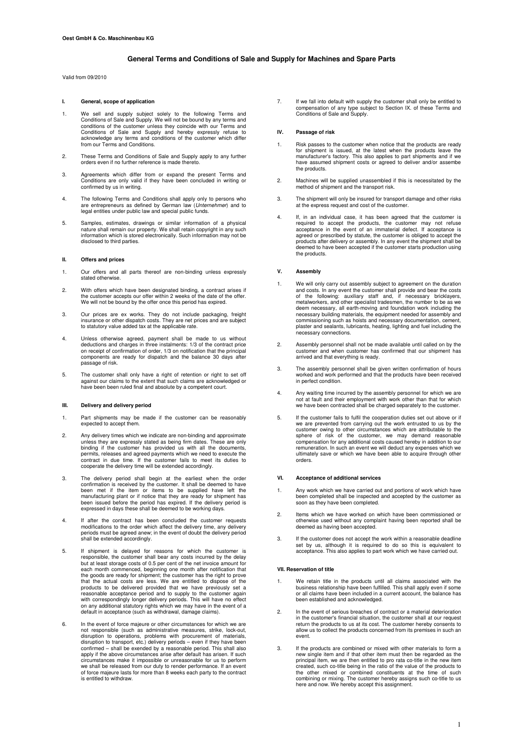**Oest GmbH & Co. Maschinenbau KG**

# General Terms and Conditions of Sale and Supply for Machines and Spare Parts

Valid from 09/2010

## I. General, scope of application

1. We sell and supply subject solely to the following Terms and Conditions of Sale and Supply. We will not be bound by any terms and conditions of the customer unless they coincide with our Terms and Conditions of Sale and Supply and hereby expressly refuse to acknowledge any terms and conditions of the customer which differ from our Terms and Conditions.
2. These Terms and Conditions of Sale and Supply apply to any further orders even if no further reference is made thereto.
3. Agreements which differ from or expand the present Terms and Conditions are only valid if they have been concluded in writing or confirmed by us in writing.
4. The following Terms and Conditions shall apply only to persons who are entrepreneurs as defined by German law (*Unternehmer*) and to legal entities under public law and special public funds.
5. Samples, estimates, drawings or similar information of a physical nature shall remain our property. We shall retain copyright in any such information which is stored electronically. Such information may not be disclosed to third parties.

## II. Offers and prices

1. Our offers and all parts thereof are non-binding unless expressly stated otherwise.
2. With offers which have been designated binding, a contract arises if the customer accepts our offer within 2 weeks of the date of the offer. We will not be bound by the offer once this period has expired.
3. Our prices are ex works. They do not include packaging, freight insurance or other dispatch costs. They are net prices and are subject to statutory value added tax at the applicable rate.
4. Unless otherwise agreed, payment shall be made to us without deductions and charges in three instalments: 1/3 of the contract price on receipt of confirmation of order, 1/3 on notification that the principal components are ready for dispatch and the balance 30 days after passage of risk.
5. The customer shall only have a right of retention or right to set off against our claims to the extent that such claims are acknowledged or have been been ruled final and absolute by a competent court.

## III. Delivery and delivery period

1. Part shipments may be made if the customer can be reasonably expected to accept them.
2. Any delivery times which we indicate are non-binding and approximate unless they are expressly stated as being firm dates. These are only binding if the customer has provided us with all the documents, permits, releases and agreed payments which we need to execute the contract in due time. If the customer fails to meet its duties to cooperate the delivery time will be extended accordingly.
3. The delivery period shall begin at the earliest when the order confirmation is received by the customer. It shall be deemed to have been met if the item or items to be supplied have left the manufacturing plant or if notice that they are ready for shipment has been issued before the period has expired. If the delivery period is expressed in days these shall be deemed to be working days.
4. If after the contract has been concluded the customer requests modifications to the order which affect the delivery time, any delivery periods must be agreed anew; in the event of doubt the delivery period shall be extended accordingly.
5. If shipment is delayed for reasons for which the customer is responsible, the customer shall bear any costs incurred by the delay but at least storage costs of 0.5 per cent of the net invoice amount for each month commenced, beginning one month after notification that the goods are ready for shipment; the customer has the right to prove that the actual costs are less. We are entitled to dispose of the products to be delivered provided that we have previously set a reasonable acceptance period and to supply to the customer again with correspondingly longer delivery periods. This will have no effect on any additional statutory rights which we may have in the event of a default in acceptance (such as withdrawal, damage claims).
6. In the event of force majeure or other circumstances for which we are not responsible (such as administrative measures, strike, lock-out, disruption to operations, problems with procurement of materials, disruption to transport, etc.) delivery periods – even if they have been confirmed – shall be exended by a reasonable period. This shall also apply if the above circumstances arise after default has arisen. If such circumstances make it impossible or unreasonable for us to perform we shall be released from our duty to render performance. If an event of force majeure lasts for more than 8 weeks each party to the contract is entitled to withdraw.
7. If we fall into default with supply the customer shall only be entitled to compensation of any type subject to Section IX. of these Terms and Conditions of Sale and Supply.

## IV. Passage of risk

1. Risk passes to the customer when notice that the products are ready for shipment is issued, at the latest when the products leave the manufacturer's factory. This also applies to part shipments and if we have assumed shipment costs or agreed to deliver and/or assembe the products.
2. Machines will be supplied unassembled if this is necessitated by the method of shipment and the transport risk.
3. The shipment will only be insured for transport damage and other risks at the express request and cost of the customer.
4. If, in an individual case, it has been agreed that the customer is required to accept the products, the customer may not refuse acceptance in the event of an immaterial defect. If acceptance is agreed or prescribed by statute, the customer is obliged to accept the products after delivery or assembly. In any event the shipment shall be deemed to have been accepted if the customer starts production using the products.

## V. Assembly

1. We will only carry out assembly subject to agreement on the duration and costs. In any event the customer shall provide and bear the costs of the following: auxiliary staff and, if necessary bricklayers, metalworkers, and other specialist tradesmen, the number to be as we deem necessary, all earth-moving and foundation work including the necessary building materials, the equipment needed for assembly and commissioning such as hoists and necessary documentation, cement, plaster and sealants, lubricants, heating, lighting and fuel including the necessary connections.
2. Assembly personnel shall not be made available until called on by the customer and when customer has confirmed that our shipment has arrived and that everything is ready.
3. The assembly personnel shall be given written confirmation of hours worked and work performed and that the products have been received in perfect condition.
4. Any waiting time incurred by the assembly personnel for which we are not at fault and their employment with work other than that for which we have been contracted shall be charged separately to the customer.
5. If the customer fails to fulfil the cooperation duties set out above or if we are prevented from carrying out the work entrusted to us by the customer owing to other circumstances which are attributable to the sphere of risk of the customer, we may demand reasonable compensation for any additional costs caused hereby in addition to our remuneration. In such an event we will deduct any expenses which we ultimately save or which we have been able to acquire through other orders.

## VI. Acceptance of additional services

1. Any work which we have carried out and portions of work which have been completed shall be inspected and accepted by the customer as soon as they have been completed.
2. Items which we have worked on which have been commissioned or otherwise used without any complaint having been reported shall be deemed as having been accepted.
3. If the customer does not accept the work within a reasonable deadline set by us, although it is required to do so this is equivalent to acceptance. This also applies to part work which we have carried out.

## VII. Reservation of title

1. We retain title in the products until all claims associated with the business relationship have been fulfilled. This shall apply even if some or all claims have been included in a current account, the balance has been established and acknowledged.
2. In the event of serious breaches of contract or a material deterioration in the customer's financial situation, the customer shall at our request return the products to us at its cost. The customer hereby consents to allow us to collect the products concerned from its premises in such an event.
3. If the products are combined or mixed with other materials to form a new single item and if that other item must then be regarded as the principal item, we are then entitled to pro rata co-title in the new item created, such co-title being in the ratio of the value of the products to the other mixed or combined constituents at the time of such combining or mixing. The customer hereby assigns such co-title to us here and now. We hereby accept this assignment.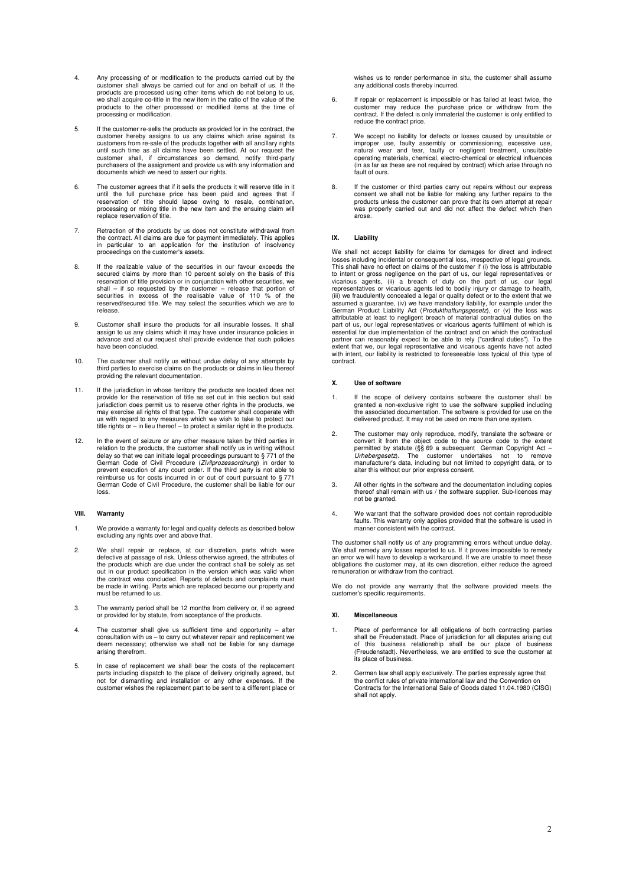4. Any processing of or modification to the products carried out by the customer shall always be carried out for and on behalf of us. If the products are processed using other items which do not belong to us, we shall acquire co-title in the new item in the ratio of the value of the products to the other processed or modified items at the time of processing or modification.

5. If the customer re-sells the products as provided for in the contract, the customer hereby assigns to us any claims which arise against its customers from re-sale of the products together with all ancillary rights until such time as all claims have been settled. At our request the customer shall, if circumstances so demand, notify third-party purchasers of the assignment and provide us with any information and documents which we need to assert our rights.

6. The customer agrees that if it sells the products it will reserve title in it until the full purchase price has been paid and agrees that if reservation of title should lapse owing to resale, combination, processing or mixing title in the new item and the ensuing claim will replace reservation of title.

7. Retraction of the products by us does not constitute withdrawal from the contract. All claims are due for payment immediately. This applies in particular to an application for the institution of insolvency proceedings on the customer's assets.

8. If the realizable value of the securities in our favour exceeds the secured claims by more than 10 percent solely on the basis of this reservation of title provision or in conjunction with other securities, we shall – if so requested by the customer – release that portion of securities in excess of the realisable value of 110 % of the reserved/secured title. We may select the securities which we are to release.

9. Customer shall insure the products for all insurable losses. It shall assign to us any claims which it may have under insurance policies in advance and at our request shall provide evidence that such policies have been concluded.

10. The customer shall notify us without undue delay of any attempts by third parties to exercise claims on the products or claims in lieu thereof providing the relevant documentation.

11. If the jurisdiction in whose territory the products are located does not provide for the reservation of title as set out in this section but said jurisdiction does permit us to reserve other rights in the products, we may exercise all rights of that type. The customer shall cooperate with us with regard to any measures which we wish to take to protect our title rights or – in lieu thereof – to protect a similar right in the products.

12. In the event of seizure or any other measure taken by third parties in relation to the products, the customer shall notify us in writing without delay so that we can initiate legal proceedings pursuant to § 771 of the German Code of Civil Procedure (*Zivilprozessordnung*) in order to prevent execution of any court order. If the third party is not able to reimburse us for costs incurred in or out of court pursuant to § 771 German Code of Civil Procedure, the customer shall be liable for our loss.

## VIII. Warranty

1. We provide a warranty for legal and quality defects as described below excluding any rights over and above that.

2. We shall repair or replace, at our discretion, parts which were defective at passage of risk. Unless otherwise agreed, the attributes of the products which are due under the contract shall be solely as set out in our product specification in the version which was valid when the contract was concluded. Reports of defects and complaints must be made in writing. Parts which are replaced become our property and must be returned to us.

3. The warranty period shall be 12 months from delivery or, if so agreed or provided for by statute, from acceptance of the products.

4. The customer shall give us sufficient time and opportunity – after consultation with us – to carry out whatever repair and replacement we deem necessary; otherwise we shall not be liable for any damage arising therefrom.

5. In case of replacement we shall bear the costs of the replacement parts including dispatch to the place of delivery originally agreed, but not for dismantling and installation or any other expenses. If the customer wishes the replacement part to be sent to a different place or wishes us to render performance in situ, the customer shall assume any additional costs thereby incurred.

6. If repair or replacement is impossible or has failed at least twice, the customer may reduce the purchase price or withdraw from the contract. If the defect is only immaterial the customer is only entitled to reduce the contract price.

7. We accept no liability for defects or losses caused by unsuitable or improper use, faulty assembly or commissioning, excessive use, natural wear and tear, faulty or negligent treatment, unsuitable operating materials, chemical, electro-chemical or electrical influences (in as far as these are not required by contract) which arise through no fault of ours.

8. If the customer or third parties carry out repairs without our express consent we shall not be liable for making any further repairs to the products unless the customer can prove that its own attempt at repair was properly carried out and did not affect the defect which then arose.

## IX. Liability

We shall not accept liability for claims for damages for direct and indirect losses including incidental or consequential loss, irrespective of legal grounds. This shall have no effect on claims of the customer if (i) the loss is attributable to intent or gross negligence on the part of us, our legal representatives or vicarious agents, (ii) a breach of duty on the part of us, our legal representatives or vicarious agents led to bodily injury or damage to health, (iii) we fraudulently concealed a legal or quality defect or to the extent that we assumed a guarantee, (iv) we have mandatory liability, for example under the German Product Liability Act (*Produkthaftungsgesetz*), or (v) the loss was attributable at least to negligent breach of material contractual duties on the part of us, our legal representatives or vicarious agents fulfilment of which is essential for due implementation of the contract and on which the contractual partner can reasonably expect to be able to rely ("cardinal duties"). To the extent that we, our legal representative and vicarious agents have not acted with intent, our liability is restricted to foreseeable loss typical of this type of contract.

## X. Use of software

1. If the scope of delivery contains software the customer shall be granted a non-exclusive right to use the software supplied including the associated documentation. The software is provided for use on the delivered product. It may not be used on more than one system.

2. The customer may only reproduce, modify, translate the software or convert it from the object code to the source code to the extent permitted by statute (§§ 69 a subsequent German Copyright Act – *Urhebergesetz*). The customer undertakes not to remove manufacturer's data, including but not limited to copyright data, or to alter this without our prior express consent.

3. All other rights in the software and the documentation including copies thereof shall remain with us / the software supplier. Sub-licences may not be granted.

4. We warrant that the software provided does not contain reproducible faults. This warranty only applies provided that the software is used in manner consistent with the contract.

The customer shall notify us of any programming errors without undue delay. We shall remedy any losses reported to us. If it proves impossible to remedy an error we will have to develop a workaround. If we are unable to meet these obligations the customer may, at its own discretion, either reduce the agreed remuneration or withdraw from the contract.

We do not provide any warranty that the software provided meets the customer's specific requirements.

## XI. Miscellaneous

1. Place of performance for all obligations of both contracting parties shall be Freudenstadt. Place of jurisdiction for all disputes arising out of this business relationship shall be our place of business (Freudenstadt). Nevertheless, we are entitled to sue the customer at its place of business.

2. German law shall apply exclusively. The parties expressly agree that the conflict rules of private international law and the Convention on Contracts for the International Sale of Goods dated 11.04.1980 (CISG) shall not apply.